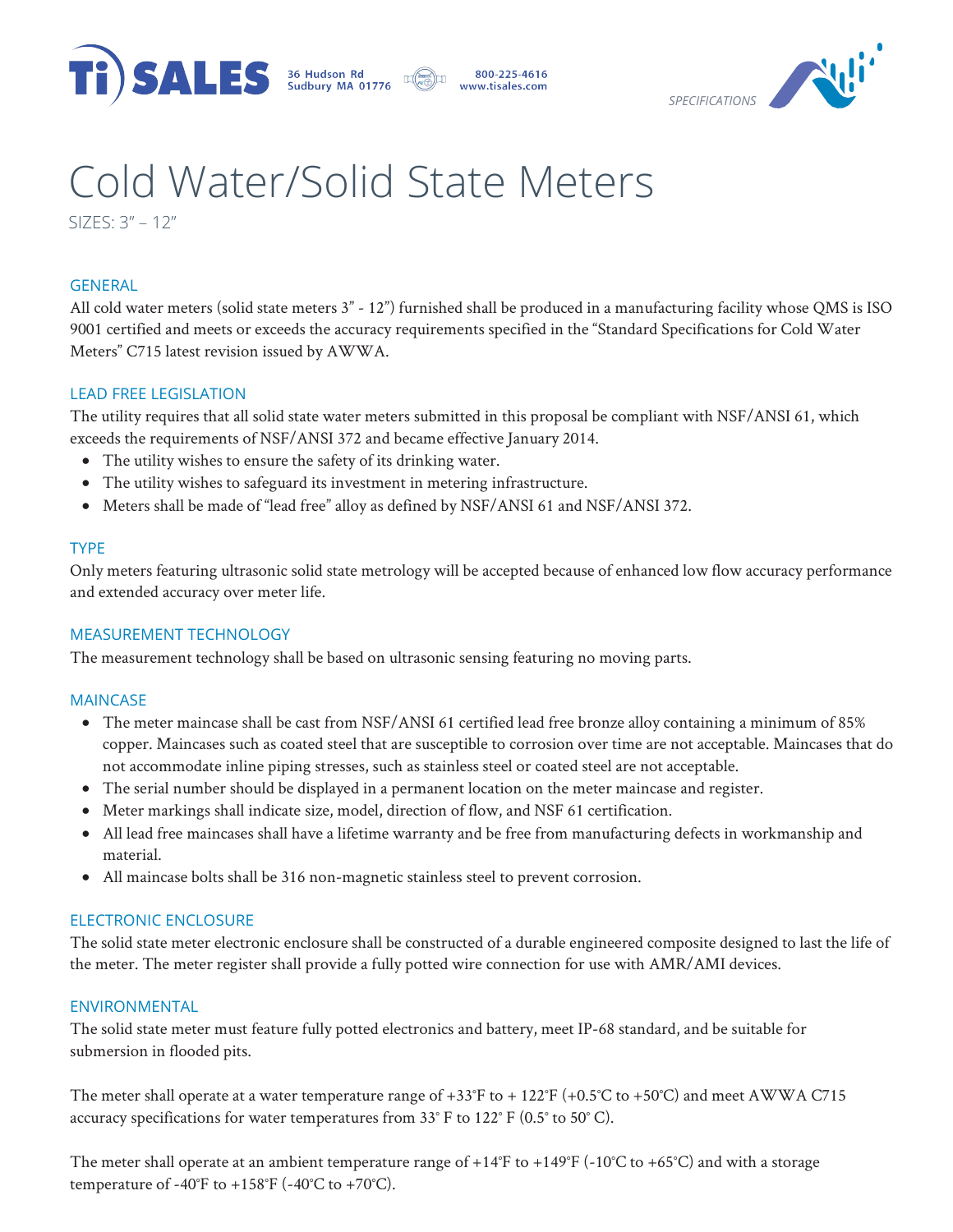# Cold Water/Solid State Meters

SIZES: 3" – 12"

## GENERAL

All cold water meters (solid state meters 3" - 12") furnished shall be produced in a manufacturing facility whose QMS is ISO 9001 certified and meets or exceeds the accuracy requirements specified in the "Standard Specifications for Cold Water Meters" C715 latest revision issued by AWWA.

## LEAD FREE LEGISLATION

The utility requires that all solid state water meters submitted in this proposal be compliant with NSF/ANSI 61, which exceeds the requirements of NSF/ANSI 372 and became effective January 2014.

- The utility wishes to ensure the safety of its drinking water.
- The utility wishes to safeguard its investment in metering infrastructure.
- Meters shall be made of "lead free" alloy as defined by NSF/ANSI 61 and NSF/ANSI 372.

## TYPE

Only meters featuring ultrasonic solid state metrology will be accepted because of enhanced low flow accuracy performance and extended accuracy over meter life.

## MEASUREMENT TECHNOLOGY

The measurement technology shall be based on ultrasonic sensing featuring no moving parts.

## MAINCASE

- The meter maincase shall be cast from NSF/ANSI 61 certified lead free bronze alloy containing a minimum of 85% copper. Maincases such as coated steel that are susceptible to corrosion over time are not acceptable. Maincases that do not accommodate inline piping stresses, such as stainless steel or coated steel are not acceptable.
- The serial number should be displayed in a permanent location on the meter maincase and register.
- Meter markings shall indicate size, model, direction of flow, and NSF 61 certification.
- All lead free maincases shall have a lifetime warranty and be free from manufacturing defects in workmanship and material.
- All maincase bolts shall be 316 non-magnetic stainless steel to prevent corrosion.

## ELECTRONIC ENCLOSURE

The solid state meter electronic enclosure shall be constructed of a durable engineered composite designed to last the life of the meter. The meter register shall provide a fully potted wire connection for use with AMR/AMI devices.

## ENVIRONMENTAL

The solid state meter must feature fully potted electronics and battery, meet IP-68 standard, and be suitable for submersion in flooded pits.

The meter shall operate at a water temperature range of +33°F to + 122°F (+0.5°C to +50°C) and meet AWWA C715 accuracy specifications for water temperatures from 33° F to 122° F (0.5° to 50° C).

The meter shall operate at an ambient temperature range of +14°F to +149°F (-10°C to +65°C) and with a storage temperature of -40°F to +158°F (-40°C to +70°C).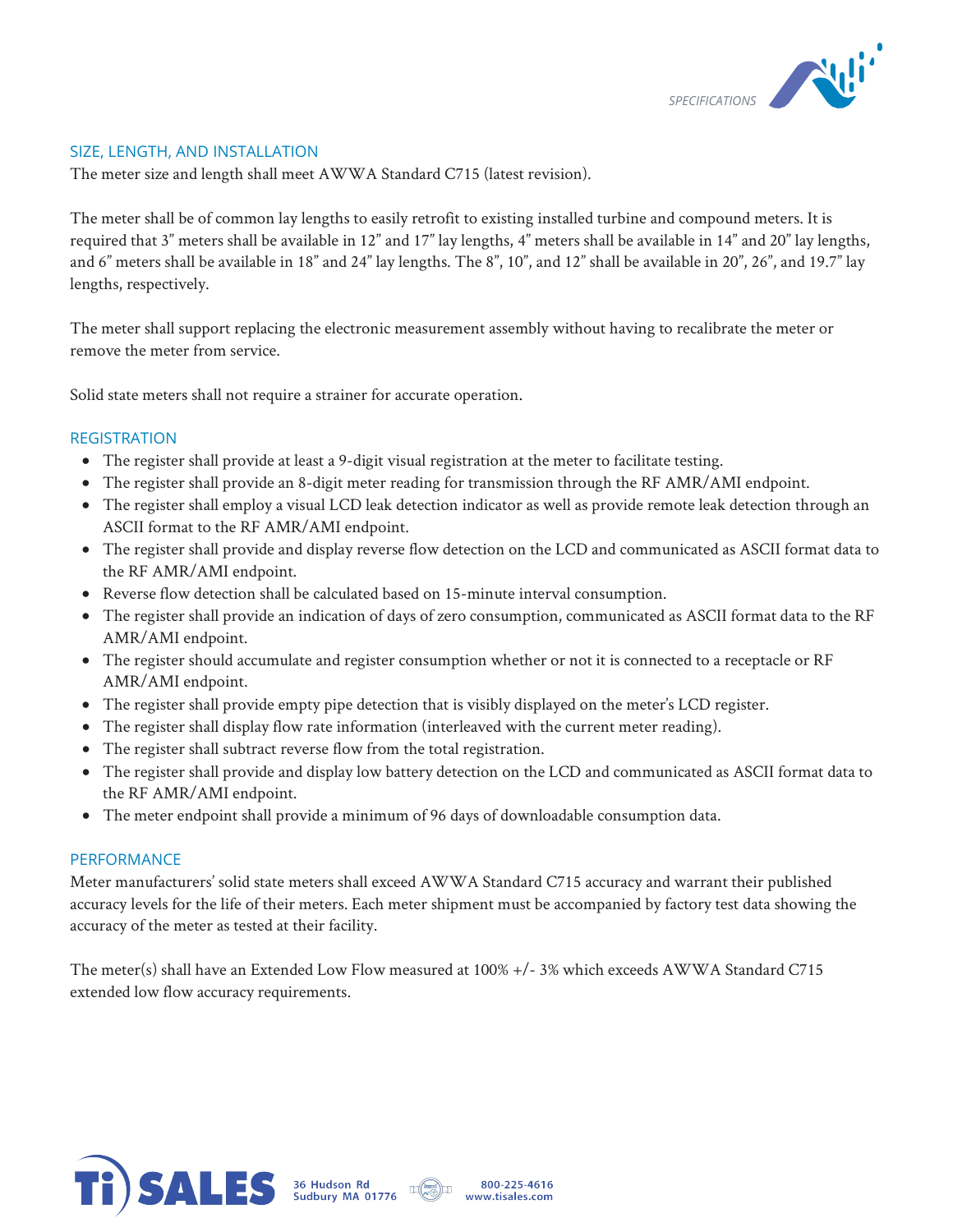## SIZE, LENGTH, AND INSTALLATION

The meter size and length shall meet AWWA Standard C715 (latest revision).

The meter shall be of common lay lengths to easily retrofit to existing installed turbine and compound meters. It is required that 3" meters shall be available in 12" and 17" lay lengths, 4" meters shall be available in 14" and 20" lay lengths, and 6" meters shall be available in 18" and 24" lay lengths. The 8", 10", and 12" shall be available in 20", 26", and 19.7" lay lengths, respectively.

The meter shall support replacing the electronic measurement assembly without having to recalibrate the meter or remove the meter from service.

Solid state meters shall not require a strainer for accurate operation.

## REGISTRATION

- The register shall provide at least a 9-digit visual registration at the meter to facilitate testing.
- The register shall provide an 8-digit meter reading for transmission through the RF AMR/AMI endpoint.
- The register shall employ a visual LCD leak detection indicator as well as provide remote leak detection through an ASCII format to the RF AMR/AMI endpoint.
- The register shall provide and display reverse flow detection on the LCD and communicated as ASCII format data to the RF AMR/AMI endpoint.
- Reverse flow detection shall be calculated based on 15-minute interval consumption.
- The register shall provide an indication of days of zero consumption, communicated as ASCII format data to the RF AMR/AMI endpoint.
- The register should accumulate and register consumption whether or not it is connected to a receptacle or RF AMR/AMI endpoint.
- The register shall provide empty pipe detection that is visibly displayed on the meter's LCD register.
- The register shall display flow rate information (interleaved with the current meter reading).
- The register shall subtract reverse flow from the total registration.
- The register shall provide and display low battery detection on the LCD and communicated as ASCII format data to the RF AMR/AMI endpoint.
- The meter endpoint shall provide a minimum of 96 days of downloadable consumption data.

## PERFORMANCE

Meter manufacturers' solid state meters shall exceed AWWA Standard C715 accuracy and warrant their published accuracy levels for the life of their meters. Each meter shipment must be accompanied by factory test data showing the accuracy of the meter as tested at their facility.

The meter(s) shall have an Extended Low Flow measured at 100% +/- 3% which exceeds AWWA Standard C715 extended low flow accuracy requirements.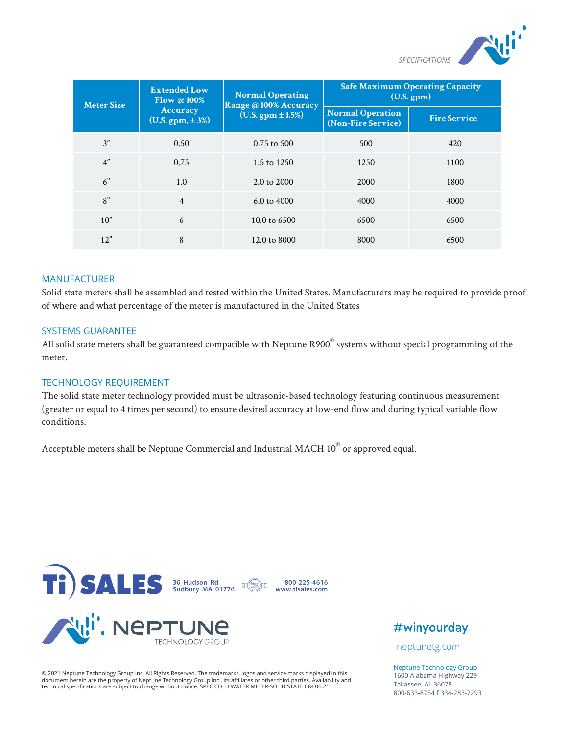| Meter Size | Extended Low Flow @ 100% Accuracy (U.S. gpm, ± 3%) | Normal Operating Range @ 100% Accuracy (U.S. gpm ± 1.5%) | Safe Maximum Operating Capacity (U.S. gpm) | |
|---|---|---|---|---|
| | | | Normal Operation (Non-Fire Service) | Fire Service |
| 3" | 0.50 | 0.75 to 500 | 500 | 420 |
| 4" | 0.75 | 1.5 to 1250 | 1250 | 1100 |
| 6" | 1.0 | 2.0 to 2000 | 2000 | 1800 |
| 8" | 4 | 6.0 to 4000 | 4000 | 4000 |
| 10" | 6 | 10.0 to 6500 | 6500 | 6500 |
| 12" | 8 | 12.0 to 8000 | 8000 | 6500 |

## MANUFACTURER

Solid state meters shall be assembled and tested within the United States. Manufacturers may be required to provide proof of where and what percentage of the meter is manufactured in the United States

## SYSTEMS GUARANTEE

All solid state meters shall be guaranteed compatible with Neptune R900® systems without special programming of the meter.

## TECHNOLOGY REQUIREMENT

The solid state meter technology provided must be ultrasonic-based technology featuring continuous measurement (greater or equal to 4 times per second) to ensure desired accuracy at low-end flow and during typical variable flow conditions.

Acceptable meters shall be Neptune Commercial and Industrial MACH 10® or approved equal.

Ti SALES
36 Hudson Rd
Sudbury MA 01776
800-225-4616
www.tisales.com

NEPTUNE TECHNOLOGY GROUP

#winyourday

neptunetg.com

Neptune Technology Group
1600 Alabama Highway 229
Tallassee, AL 36078
800-633-8754 f 334-283-7293

© 2021 Neptune Technology Group Inc. All Rights Reserved. The trademarks, logos and service marks displayed in this document herein are the property of Neptune Technology Group Inc., its affiliates or other third parties. Availability and technical specifications are subject to change without notice. SPEC COLD WATER METER-SOLID STATE C&I 06.21.